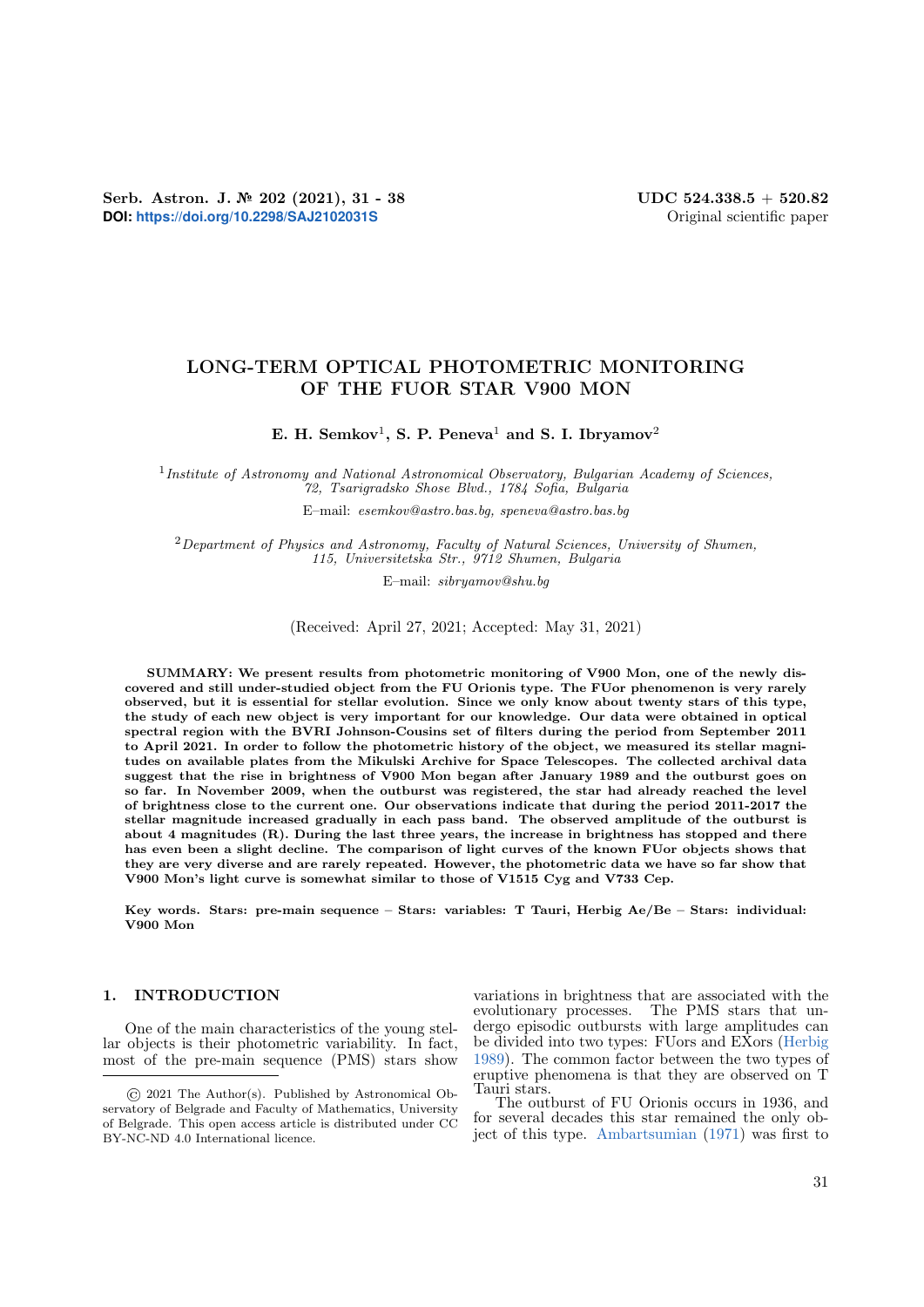Serb. Astron. J. № 202 (2021), 31 - 38
**DOI: https://doi.org/10.2298/SAJ2102031S**

UDC 524.338.5 + 520.82
Original scientific paper

# LONG-TERM OPTICAL PHOTOMETRIC MONITORING OF THE FUOR STAR V900 MON

**E. H. Semkov[1], S. P. Peneva[1] and S. I. Ibryamov[2]**

[1] *Institute of Astronomy and National Astronomical Observatory, Bulgarian Academy of Sciences, 72, Tsarigradsko Shose Blvd., 1784 Sofia, Bulgaria*

E–mail: *esemkov@astro.bas.bg, speneva@astro.bas.bg*

[2] *Department of Physics and Astronomy, Faculty of Natural Sciences, University of Shumen, 115, Universitetska Str., 9712 Shumen, Bulgaria*

E–mail: *sibryamov@shu.bg*

(Received: April 27, 2021; Accepted: May 31, 2021)

**SUMMARY: We present results from photometric monitoring of V900 Mon, one of the newly discovered and still under-studied object from the FU Orionis type. The FUor phenomenon is very rarely observed, but it is essential for stellar evolution. Since we only know about twenty stars of this type, the study of each new object is very important for our knowledge. Our data were obtained in optical spectral region with the BVRI Johnson-Cousins set of filters during the period from September 2011 to April 2021. In order to follow the photometric history of the object, we measured its stellar magnitudes on available plates from the Mikulski Archive for Space Telescopes. The collected archival data suggest that the rise in brightness of V900 Mon began after January 1989 and the outburst goes on so far. In November 2009, when the outburst was registered, the star had already reached the level of brightness close to the current one. Our observations indicate that during the period 2011-2017 the stellar magnitude increased gradually in each pass band. The observed amplitude of the outburst is about 4 magnitudes (R). During the last three years, the increase in brightness has stopped and there has even been a slight decline. The comparison of light curves of the known FUor objects shows that they are very diverse and are rarely repeated. However, the photometric data we have so far show that V900 Mon's light curve is somewhat similar to those of V1515 Cyg and V733 Cep.**

**Key words. Stars: pre-main sequence – Stars: variables: T Tauri, Herbig Ae/Be – Stars: individual: V900 Mon**

## 1. INTRODUCTION

One of the main characteristics of the young stellar objects is their photometric variability. In fact, most of the pre-main sequence (PMS) stars show variations in brightness that are associated with the evolutionary processes. The PMS stars that undergo episodic outbursts with large amplitudes can be divided into two types: FUors and EXors (Herbig 1989). The common factor between the two types of eruptive phenomena is that they are observed on T Tauri stars.

The outburst of FU Orionis occurs in 1936, and for several decades this star remained the only object of this type. Ambartsumian (1971) was first to

© 2021 The Author(s). Published by Astronomical Observatory of Belgrade and Faculty of Mathematics, University of Belgrade. This open access article is distributed under CC BY-NC-ND 4.0 International licence.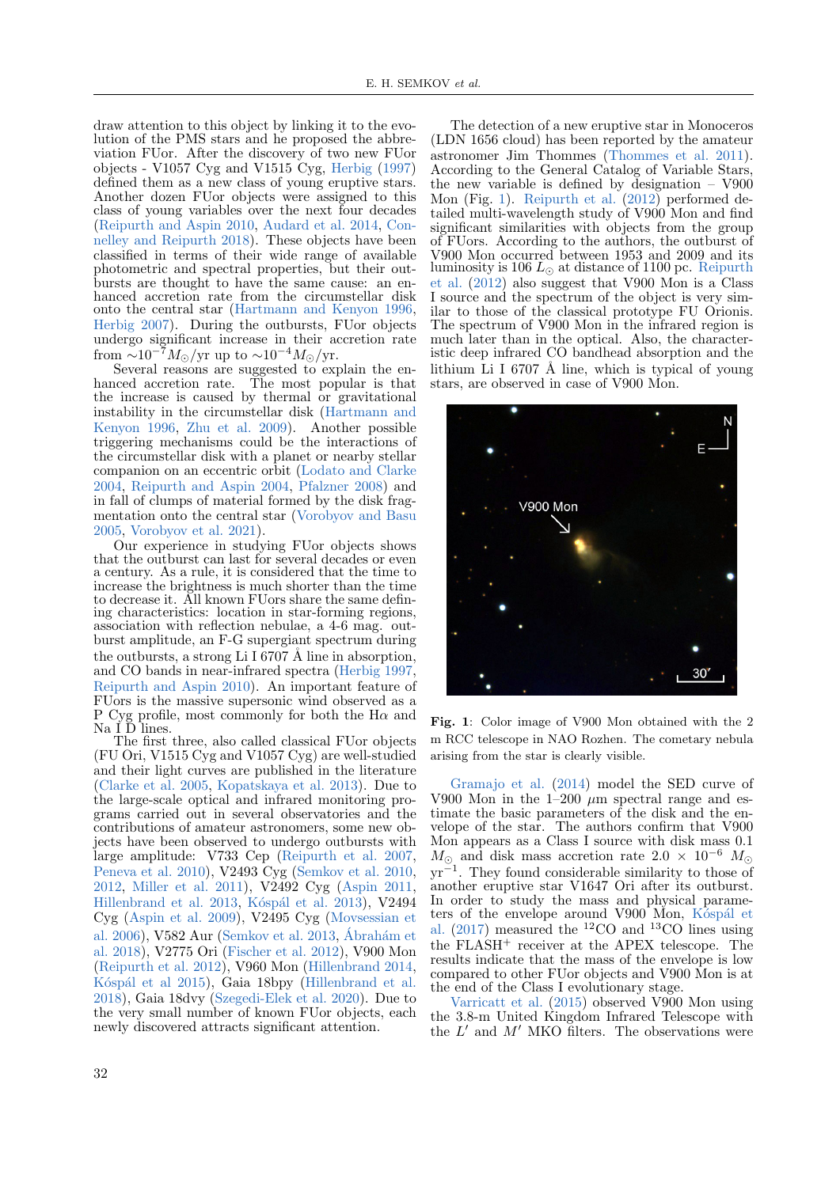draw attention to this object by linking it to the evolution of the PMS stars and he proposed the abbreviation FUor. After the discovery of two new FUor objects - V1057 Cyg and V1515 Cyg, Herbig (1997) defined them as a new class of young eruptive stars. Another dozen FUor objects were assigned to this class of young variables over the next four decades (Reipurth and Aspin 2010, Audard et al. 2014, Connelley and Reipurth 2018). These objects have been classified in terms of their wide range of available photometric and spectral properties, but their outbursts are thought to have the same cause: an enhanced accretion rate from the circumstellar disk onto the central star (Hartmann and Kenyon 1996, Herbig 2007). During the outbursts, FUor objects undergo significant increase in their accretion rate from $\sim 10^{-7} M_{\odot}$/yr up to $\sim 10^{-4} M_{\odot}$/yr.

Several reasons are suggested to explain the enhanced accretion rate. The most popular is that the increase is caused by thermal or gravitational instability in the circumstellar disk (Hartmann and Kenyon 1996, Zhu et al. 2009). Another possible triggering mechanisms could be the interactions of the circumstellar disk with a planet or nearby stellar companion on an eccentric orbit (Lodato and Clarke 2004, Reipurth and Aspin 2004, Pfalzner 2008) and in fall of clumps of material formed by the disk fragmentation onto the central star (Vorobyov and Basu 2005, Vorobyov et al. 2021).

Our experience in studying FUor objects shows that the outburst can last for several decades or even a century. As a rule, it is considered that the time to increase the brightness is much shorter than the time to decrease it. All known FUors share the same defining characteristics: location in star-forming regions, association with reflection nebulae, a 4-6 mag. outburst amplitude, an F-G supergiant spectrum during the outbursts, a strong Li I 6707 Å line in absorption, and CO bands in near-infrared spectra (Herbig 1997, Reipurth and Aspin 2010). An important feature of FUors is the massive supersonic wind observed as a P Cyg profile, most commonly for both the H$\alpha$ and Na I D lines.

The first three, also called classical FUor objects (FU Ori, V1515 Cyg and V1057 Cyg) are well-studied and their light curves are published in the literature (Clarke et al. 2005, Kopatskaya et al. 2013). Due to the large-scale optical and infrared monitoring programs carried out in several observatories and the contributions of amateur astronomers, some new objects have been observed to undergo outbursts with large amplitude: V733 Cep (Reipurth et al. 2007, Peneva et al. 2010), V2493 Cyg (Semkov et al. 2010, 2012, Miller et al. 2011), V2492 Cyg (Aspin 2011, Hillenbrand et al. 2013, Kóspál et al. 2013), V2494 Cyg (Aspin et al. 2009), V2495 Cyg (Movsessian et al. 2006), V582 Aur (Semkov et al. 2013, Ábrahám et al. 2018), V2775 Ori (Fischer et al. 2012), V900 Mon (Reipurth et al. 2012), V960 Mon (Hillenbrand 2014, Kóspál et al 2015), Gaia 18bpy (Hillenbrand et al. 2018), Gaia 18dvy (Szegedi-Elek et al. 2020). Due to the very small number of known FUor objects, each newly discovered attracts significant attention.

The detection of a new eruptive star in Monoceros (LDN 1656 cloud) has been reported by the amateur astronomer Jim Thommes (Thommes et al. 2011). According to the General Catalog of Variable Stars, the new variable is defined by designation – V900 Mon (Fig. 1). Reipurth et al. (2012) performed detailed multi-wavelength study of V900 Mon and find significant similarities with objects from the group of FUors. According to the authors, the outburst of V900 Mon occurred between 1953 and 2009 and its luminosity is 106 $L_{\odot}$ at distance of 1100 pc. Reipurth et al. (2012) also suggest that V900 Mon is a Class I source and the spectrum of the object is very similar to those of the classical prototype FU Orionis. The spectrum of V900 Mon in the infrared region is much later than in the optical. Also, the characteristic deep infrared CO bandhead absorption and the lithium Li I 6707 Å line, which is typical of young stars, are observed in case of V900 Mon.

**Fig. 1**: Color image of V900 Mon obtained with the 2 m RCC telescope in NAO Rozhen. The cometary nebula arising from the star is clearly visible.

Gramajo et al. (2014) model the SED curve of V900 Mon in the 1–200 $\mu$m spectral range and estimate the basic parameters of the disk and the envelope of the star. The authors confirm that V900 Mon appears as a Class I source with disk mass 0.1 $M_{\odot}$ and disk mass accretion rate $2.0 \times 10^{-6}$ $M_{\odot}$ yr$^{-1}$. They found considerable similarity to those of another eruptive star V1647 Ori after its outburst. In order to study the mass and physical parameters of the envelope around V900 Mon, Kóspál et al. (2017) measured the $^{12}$CO and $^{13}$CO lines using the FLASH$^{+}$ receiver at the APEX telescope. The results indicate that the mass of the envelope is low compared to other FUor objects and V900 Mon is at the end of the Class I evolutionary stage.

Varricatt et al. (2015) observed V900 Mon using the 3.8-m United Kingdom Infrared Telescope with the $L'$ and $M'$ MKO filters. The observations were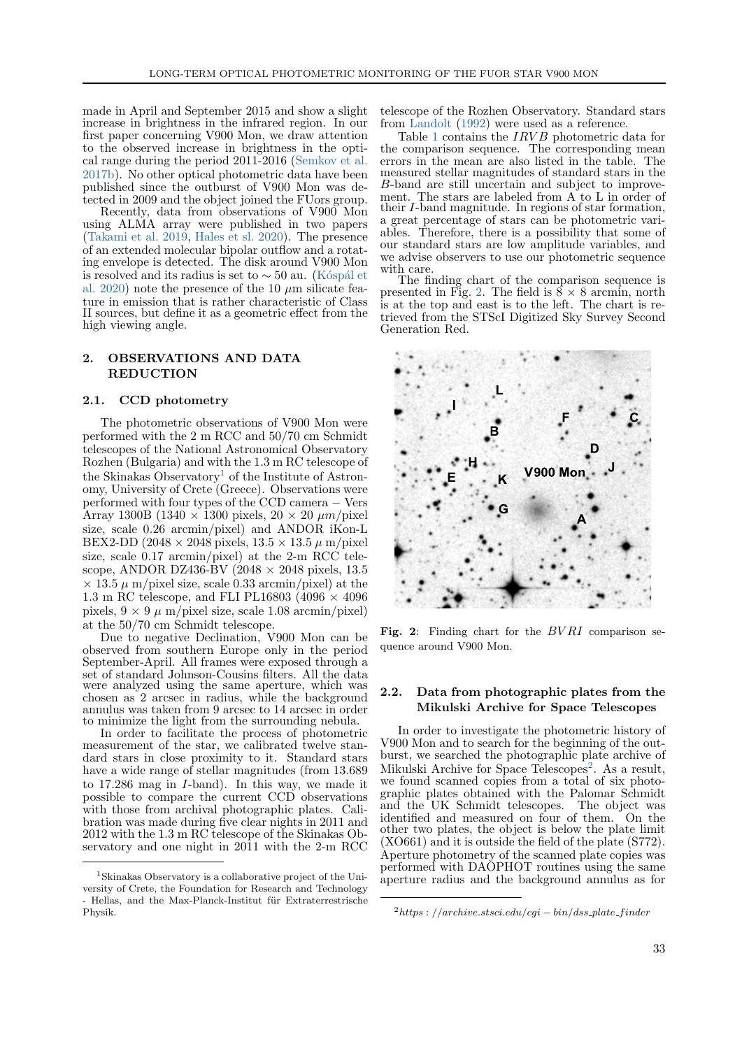made in April and September 2015 and show a slight increase in brightness in the infrared region. In our first paper concerning V900 Mon, we draw attention to the observed increase in brightness in the optical range during the period 2011-2016 (Semkov et al. 2017b). No other optical photometric data have been published since the outburst of V900 Mon was detected in 2009 and the object joined the FUors group.

Recently, data from observations of V900 Mon using ALMA array were published in two papers (Takami et al. 2019, Hales et sl. 2020). The presence of an extended molecular bipolar outflow and a rotating envelope is detected. The disk around V900 Mon is resolved and its radius is set to $\sim 50$ au. (Kóspál et al. 2020) note the presence of the 10 $\mu$m silicate feature in emission that is rather characteristic of Class II sources, but define it as a geometric effect from the high viewing angle.

## 2. OBSERVATIONS AND DATA REDUCTION

### 2.1. CCD photometry

The photometric observations of V900 Mon were performed with the 2 m RCC and 50/70 cm Schmidt telescopes of the National Astronomical Observatory Rozhen (Bulgaria) and with the 1.3 m RC telescope of the Skinakas Observatory[1] of the Institute of Astronomy, University of Crete (Greece). Observations were performed with four types of the CCD camera − Vers Array 1300B (1340 × 1300 pixels, 20 × 20 $\mu m$/pixel size, scale 0.26 arcmin/pixel) and ANDOR iKon-L BEX2-DD (2048 × 2048 pixels, 13.5 × 13.5 $\mu$ m/pixel size, scale 0.17 arcmin/pixel) at the 2-m RCC telescope, ANDOR DZ436-BV (2048 × 2048 pixels, 13.5 × 13.5 $\mu$ m/pixel size, scale 0.33 arcmin/pixel) at the 1.3 m RC telescope, and FLI PL16803 (4096 × 4096 pixels, 9 × 9 $\mu$ m/pixel size, scale 1.08 arcmin/pixel) at the 50/70 cm Schmidt telescope.

Due to negative Declination, V900 Mon can be observed from southern Europe only in the period September-April. All frames were exposed through a set of standard Johnson-Cousins filters. All the data were analyzed using the same aperture, which was chosen as 2 arcsec in radius, while the background annulus was taken from 9 arcsec to 14 arcsec in order to minimize the light from the surrounding nebula.

In order to facilitate the process of photometric measurement of the star, we calibrated twelve standard stars in close proximity to it. Standard stars have a wide range of stellar magnitudes (from 13.689 to 17.286 mag in $I$-band). In this way, we made it possible to compare the current CCD observations with those from archival photographic plates. Calibration was made during five clear nights in 2011 and 2012 with the 1.3 m RC telescope of the Skinakas Observatory and one night in 2011 with the 2-m RCC telescope of the Rozhen Observatory. Standard stars from Landolt (1992) were used as a reference.

Table 1 contains the $IRVB$ photometric data for the comparison sequence. The corresponding mean errors in the mean are also listed in the table. The measured stellar magnitudes of standard stars in the $B$-band are still uncertain and subject to improvement. The stars are labeled from A to L in order of their $I$-band magnitude. In regions of star formation, a great percentage of stars can be photometric variables. Therefore, there is a possibility that some of our standard stars are low amplitude variables, and we advise observers to use our photometric sequence with care.

The finding chart of the comparison sequence is presented in Fig. 2. The field is 8 × 8 arcmin, north is at the top and east is to the left. The chart is retrieved from the STScI Digitized Sky Survey Second Generation Red.

**Fig. 2**: Finding chart for the $BVRI$ comparison sequence around V900 Mon.

### 2.2. Data from photographic plates from the Mikulski Archive for Space Telescopes

In order to investigate the photometric history of V900 Mon and to search for the beginning of the outburst, we searched the photographic plate archive of Mikulski Archive for Space Telescopes[2]. As a result, we found scanned copies from a total of six photographic plates obtained with the Palomar Schmidt and the UK Schmidt telescopes. The object was identified and measured on four of them. On the other two plates, the object is below the plate limit (XO661) and it is outside the field of the plate (S772). Aperture photometry of the scanned plate copies was performed with DAOPHOT routines using the same aperture radius and the background annulus as for

[1] Skinakas Observatory is a collaborative project of the University of Crete, the Foundation for Research and Technology - Hellas, and the Max-Planck-Institut für Extraterrestrische Physik.

[2] https://archive.stsci.edu/cgi-bin/dss_plate_finder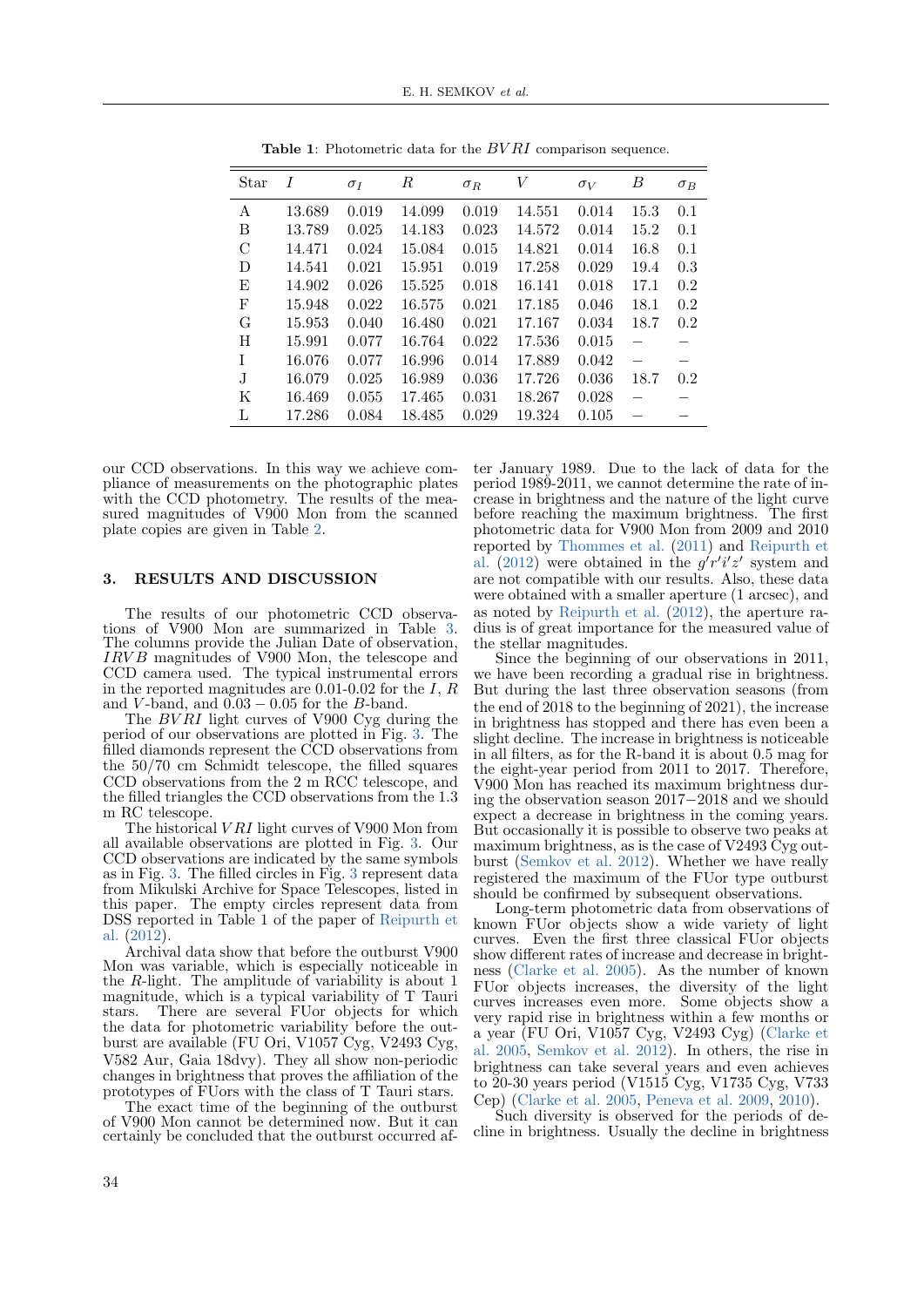**Table 1**: Photometric data for the $BVRI$ comparison sequence.

| Star | $I$ | $\sigma_I$ | $R$ | $\sigma_R$ | $V$ | $\sigma_V$ | $B$ | $\sigma_B$ |
|---|---|---|---|---|---|---|---|---|
| A | 13.689 | 0.019 | 14.099 | 0.019 | 14.551 | 0.014 | 15.3 | 0.1 |
| B | 13.789 | 0.025 | 14.183 | 0.023 | 14.572 | 0.014 | 15.2 | 0.1 |
| C | 14.471 | 0.024 | 15.084 | 0.015 | 14.821 | 0.014 | 16.8 | 0.1 |
| D | 14.541 | 0.021 | 15.951 | 0.019 | 17.258 | 0.029 | 19.4 | 0.3 |
| E | 14.902 | 0.026 | 15.525 | 0.018 | 16.141 | 0.018 | 17.1 | 0.2 |
| F | 15.948 | 0.022 | 16.575 | 0.021 | 17.185 | 0.046 | 18.1 | 0.2 |
| G | 15.953 | 0.040 | 16.480 | 0.021 | 17.167 | 0.034 | 18.7 | 0.2 |
| H | 15.991 | 0.077 | 16.764 | 0.022 | 17.536 | 0.015 | – | – |
| I | 16.076 | 0.077 | 16.996 | 0.014 | 17.889 | 0.042 | – | – |
| J | 16.079 | 0.025 | 16.989 | 0.036 | 17.726 | 0.036 | 18.7 | 0.2 |
| K | 16.469 | 0.055 | 17.465 | 0.031 | 18.267 | 0.028 | – | – |
| L | 17.286 | 0.084 | 18.485 | 0.029 | 19.324 | 0.105 | – | – |

our CCD observations. In this way we achieve compliance of measurements on the photographic plates with the CCD photometry. The results of the measured magnitudes of V900 Mon from the scanned plate copies are given in Table 2.

## 3. RESULTS AND DISCUSSION

The results of our photometric CCD observations of V900 Mon are summarized in Table 3. The columns provide the Julian Date of observation, $IRVB$ magnitudes of V900 Mon, the telescope and CCD camera used. The typical instrumental errors in the reported magnitudes are 0.01-0.02 for the $I$, $R$ and $V$-band, and $0.03 - 0.05$ for the $B$-band.

The $BVRI$ light curves of V900 Cyg during the period of our observations are plotted in Fig. 3. The filled diamonds represent the CCD observations from the 50/70 cm Schmidt telescope, the filled squares CCD observations from the 2 m RCC telescope, and the filled triangles the CCD observations from the 1.3 m RC telescope.

The historical $VRI$ light curves of V900 Mon from all available observations are plotted in Fig. 3. Our CCD observations are indicated by the same symbols as in Fig. 3. The filled circles in Fig. 3 represent data from Mikulski Archive for Space Telescopes, listed in this paper. The empty circles represent data from DSS reported in Table 1 of the paper of Reipurth et al. (2012).

Archival data show that before the outburst V900 Mon was variable, which is especially noticeable in the $R$-light. The amplitude of variability is about 1 magnitude, which is a typical variability of T Tauri stars. There are several FUor objects for which the data for photometric variability before the outburst are available (FU Ori, V1057 Cyg, V2493 Cyg, V582 Aur, Gaia 18dvy). They all show non-periodic changes in brightness that proves the affiliation of the prototypes of FUors with the class of T Tauri stars.

The exact time of the beginning of the outburst of V900 Mon cannot be determined now. But it can certainly be concluded that the outburst occurred after January 1989. Due to the lack of data for the period 1989-2011, we cannot determine the rate of increase in brightness and the nature of the light curve before reaching the maximum brightness. The first photometric data for V900 Mon from 2009 and 2010 reported by Thommes et al. (2011) and Reipurth et al. (2012) were obtained in the $g'r'i'z'$ system and are not compatible with our results. Also, these data were obtained with a smaller aperture (1 arcsec), and as noted by Reipurth et al. (2012), the aperture radius is of great importance for the measured value of the stellar magnitudes.

Since the beginning of our observations in 2011, we have been recording a gradual rise in brightness. But during the last three observation seasons (from the end of 2018 to the beginning of 2021), the increase in brightness has stopped and there has even been a slight decline. The increase in brightness is noticeable in all filters, as for the R-band it is about 0.5 mag for the eight-year period from 2011 to 2017. Therefore, V900 Mon has reached its maximum brightness during the observation season 2017−2018 and we should expect a decrease in brightness in the coming years. But occasionally it is possible to observe two peaks at maximum brightness, as is the case of V2493 Cyg outburst (Semkov et al. 2012). Whether we have really registered the maximum of the FUor type outburst should be confirmed by subsequent observations.

Long-term photometric data from observations of known FUor objects show a wide variety of light curves. Even the first three classical FUor objects show different rates of increase and decrease in brightness (Clarke et al. 2005). As the number of known FUor objects increases, the diversity of the light curves increases even more. Some objects show a very rapid rise in brightness within a few months or a year (FU Ori, V1057 Cyg, V2493 Cyg) (Clarke et al. 2005, Semkov et al. 2012). In others, the rise in brightness can take several years and even achieves to 20-30 years period (V1515 Cyg, V1735 Cyg, V733 Cep) (Clarke et al. 2005, Peneva et al. 2009, 2010).

Such diversity is observed for the periods of decline in brightness. Usually the decline in brightness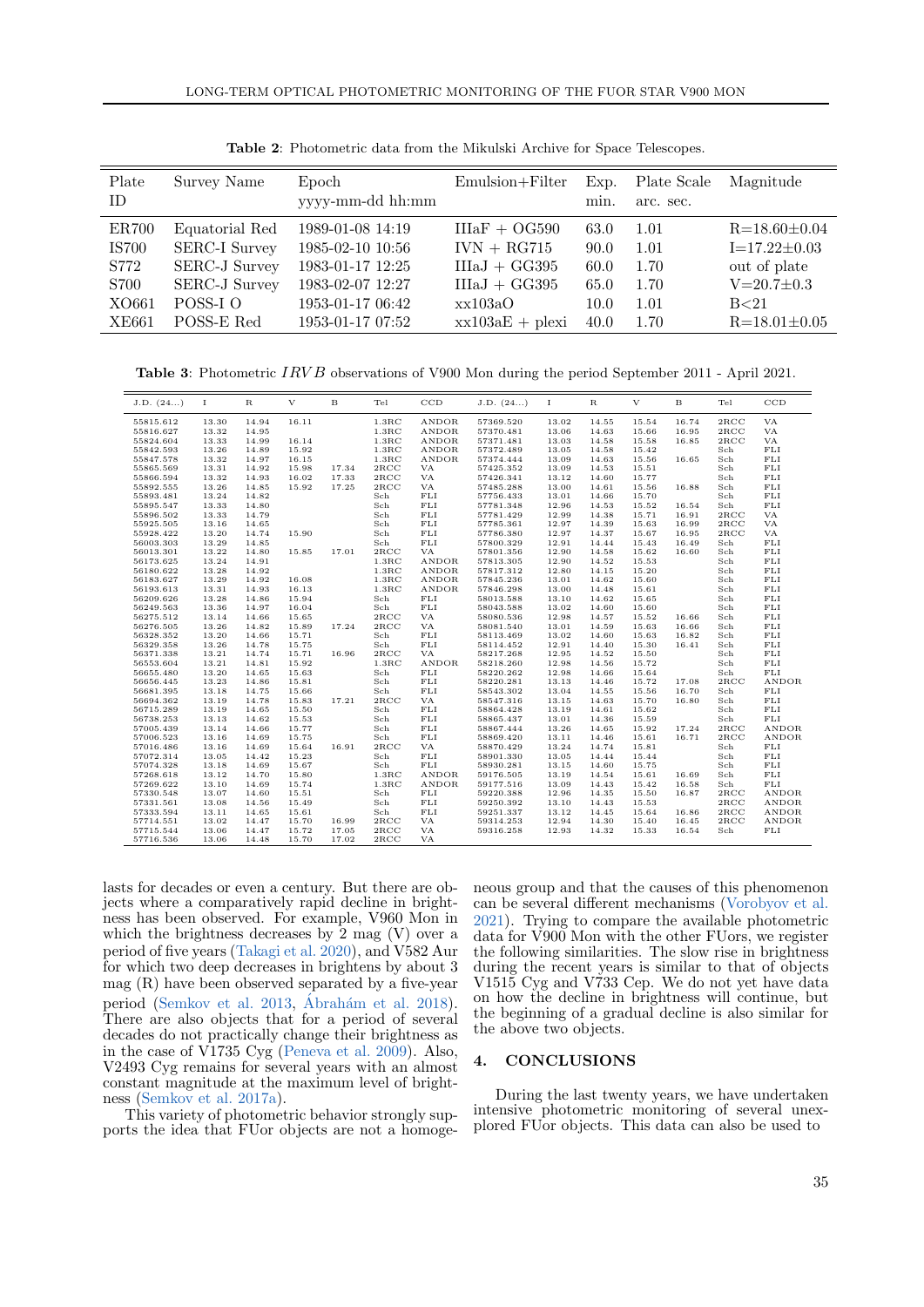**Table 2**: Photometric data from the Mikulski Archive for Space Telescopes.

| Plate ID | Survey Name | Epoch yyyy-mm-dd hh:mm | Emulsion+Filter | Exp. min. | Plate Scale arc. sec. | Magnitude |
|---|---|---|---|---|---|---|
| ER700 | Equatorial Red | 1989-01-08 14:19 | IIIaF + OG590 | 63.0 | 1.01 | R=18.60±0.04 |
| IS700 | SERC-I Survey | 1985-02-10 10:56 | IVN + RG715 | 90.0 | 1.01 | I=17.22±0.03 |
| S772 | SERC-J Survey | 1983-01-17 12:25 | IIIaJ + GG395 | 60.0 | 1.70 | out of plate |
| S700 | SERC-J Survey | 1983-02-07 12:27 | IIIaJ + GG395 | 65.0 | 1.70 | V=20.7±0.3 |
| XO661 | POSS-I O | 1953-01-17 06:42 | xx103aO | 10.0 | 1.01 | B<21 |
| XE661 | POSS-E Red | 1953-01-17 07:52 | xx103aE + plexi | 40.0 | 1.70 | R=18.01±0.05 |

**Table 3**: Photometric $IRVB$ observations of V900 Mon during the period September 2011 - April 2021.

| J.D. (24...) | I | R | V | B | Tel | CCD | J.D. (24...) | I | R | V | B | Tel | CCD |
|---|---|---|---|---|---|---|---|---|---|---|---|---|---|
| 55815.612 | 13.30 | 14.94 | 16.11 | | 1.3RC | ANDOR | 57369.520 | 13.02 | 14.55 | 15.54 | 16.74 | 2RCC | VA |
| 55816.627 | 13.32 | 14.95 | | | 1.3RC | ANDOR | 57370.481 | 13.06 | 14.63 | 15.66 | 16.95 | 2RCC | VA |
| 55824.604 | 13.33 | 14.99 | 16.14 | | 1.3RC | ANDOR | 57371.481 | 13.03 | 14.58 | 15.58 | 16.85 | 2RCC | VA |
| 55842.593 | 13.26 | 14.89 | 15.92 | | 1.3RC | ANDOR | 57372.489 | 13.05 | 14.58 | 15.42 | | Sch | FLI |
| 55847.578 | 13.32 | 14.97 | 16.15 | | 1.3RC | ANDOR | 57374.444 | 13.09 | 14.63 | 15.56 | 16.65 | Sch | FLI |
| 55865.569 | 13.31 | 14.92 | 15.98 | 17.34 | 2RCC | VA | 57425.352 | 13.09 | 14.53 | 15.51 | | Sch | FLI |
| 55866.594 | 13.32 | 14.93 | 16.02 | 17.33 | 2RCC | VA | 57426.341 | 13.12 | 14.60 | 15.77 | | Sch | FLI |
| 55892.555 | 13.26 | 14.85 | 15.92 | 17.25 | 2RCC | VA | 57485.288 | 13.00 | 14.61 | 15.56 | 16.88 | Sch | FLI |
| 55893.481 | 13.24 | 14.82 | | | Sch | FLI | 57756.433 | 13.01 | 14.66 | 15.70 | | Sch | FLI |
| 55895.547 | 13.33 | 14.80 | | | Sch | FLI | 57781.348 | 12.96 | 14.53 | 15.52 | 16.54 | Sch | FLI |
| 55896.502 | 13.33 | 14.79 | | | Sch | FLI | 57781.429 | 12.99 | 14.38 | 15.71 | 16.91 | 2RCC | VA |
| 55925.505 | 13.16 | 14.65 | | | Sch | FLI | 57785.361 | 12.97 | 14.39 | 15.63 | 16.99 | 2RCC | VA |
| 55928.422 | 13.20 | 14.74 | 15.90 | | Sch | FLI | 57786.380 | 12.97 | 14.37 | 15.67 | 16.95 | 2RCC | VA |
| 56003.303 | 13.29 | 14.85 | | | Sch | FLI | 57800.329 | 12.91 | 14.44 | 15.43 | 16.49 | Sch | FLI |
| 56013.301 | 13.22 | 14.80 | 15.85 | 17.01 | 2RCC | VA | 57801.356 | 12.90 | 14.58 | 15.62 | 16.60 | Sch | FLI |
| 56173.625 | 13.24 | 14.91 | | | 1.3RC | ANDOR | 57813.305 | 12.90 | 14.52 | 15.53 | | Sch | FLI |
| 56180.622 | 13.28 | 14.92 | | | 1.3RC | ANDOR | 57817.312 | 12.80 | 14.15 | 15.20 | | Sch | FLI |
| 56183.627 | 13.29 | 14.92 | 16.08 | | 1.3RC | ANDOR | 57845.236 | 13.01 | 14.62 | 15.60 | | Sch | FLI |
| 56193.613 | 13.31 | 14.93 | 16.13 | | 1.3RC | ANDOR | 57846.298 | 13.00 | 14.48 | 15.61 | | Sch | FLI |
| 56209.626 | 13.28 | 14.86 | 15.94 | | Sch | FLI | 58013.588 | 13.10 | 14.62 | 15.65 | | Sch | FLI |
| 56249.563 | 13.36 | 14.97 | 16.04 | | Sch | FLI | 58043.588 | 13.02 | 14.60 | 15.60 | | Sch | FLI |
| 56275.512 | 13.14 | 14.66 | 15.65 | | 2RCC | VA | 58080.536 | 12.98 | 14.57 | 15.52 | 16.66 | Sch | FLI |
| 56276.505 | 13.26 | 14.82 | 15.89 | 17.24 | 2RCC | VA | 58081.540 | 13.01 | 14.59 | 15.63 | 16.66 | Sch | FLI |
| 56328.352 | 13.20 | 14.66 | 15.71 | | Sch | FLI | 58113.469 | 13.02 | 14.60 | 15.63 | 16.82 | Sch | FLI |
| 56329.358 | 13.26 | 14.78 | 15.75 | | Sch | FLI | 58114.452 | 12.91 | 14.40 | 15.30 | 16.41 | Sch | FLI |
| 56371.338 | 13.21 | 14.74 | 15.71 | 16.96 | 2RCC | VA | 58217.268 | 12.95 | 14.52 | 15.50 | | Sch | FLI |
| 56553.604 | 13.21 | 14.81 | 15.92 | | 1.3RC | ANDOR | 58218.260 | 12.98 | 14.56 | 15.72 | | Sch | FLI |
| 56655.480 | 13.20 | 14.65 | 15.63 | | Sch | FLI | 58220.262 | 12.98 | 14.66 | 15.64 | | Sch | FLI |
| 56656.445 | 13.23 | 14.86 | 15.81 | | Sch | FLI | 58220.281 | 13.13 | 14.46 | 15.72 | 17.08 | 2RCC | ANDOR |
| 56681.395 | 13.18 | 14.75 | 15.66 | | Sch | FLI | 58543.302 | 13.04 | 14.55 | 15.56 | 16.70 | Sch | FLI |
| 56694.362 | 13.19 | 14.78 | 15.83 | 17.21 | 2RCC | VA | 58547.316 | 13.15 | 14.63 | 15.70 | 16.80 | Sch | FLI |
| 56715.289 | 13.19 | 14.65 | 15.50 | | Sch | FLI | 58864.428 | 13.19 | 14.61 | 15.62 | | Sch | FLI |
| 56738.253 | 13.13 | 14.62 | 15.53 | | Sch | FLI | 58865.437 | 13.01 | 14.36 | 15.59 | | Sch | FLI |
| 57005.439 | 13.14 | 14.66 | 15.77 | | Sch | FLI | 58867.444 | 13.26 | 14.65 | 15.92 | 17.24 | 2RCC | ANDOR |
| 57006.523 | 13.16 | 14.69 | 15.75 | | Sch | FLI | 58869.420 | 13.11 | 14.46 | 15.61 | 16.71 | 2RCC | ANDOR |
| 57016.486 | 13.16 | 14.69 | 15.64 | 16.91 | 2RCC | VA | 58870.429 | 13.24 | 14.74 | 15.81 | | Sch | FLI |
| 57072.314 | 13.05 | 14.42 | 15.23 | | Sch | FLI | 58901.330 | 13.05 | 14.44 | 15.44 | | Sch | FLI |
| 57074.328 | 13.18 | 14.69 | 15.67 | | Sch | FLI | 58930.281 | 13.15 | 14.60 | 15.75 | | Sch | FLI |
| 57268.618 | 13.12 | 14.70 | 15.80 | | 1.3RC | ANDOR | 59176.505 | 13.19 | 14.54 | 15.61 | 16.69 | Sch | FLI |
| 57269.622 | 13.10 | 14.69 | 15.74 | | 1.3RC | ANDOR | 59177.516 | 13.09 | 14.43 | 15.42 | 16.58 | Sch | FLI |
| 57330.548 | 13.07 | 14.60 | 15.51 | | Sch | FLI | 59220.388 | 12.96 | 14.35 | 15.50 | 16.87 | 2RCC | ANDOR |
| 57331.561 | 13.08 | 14.56 | 15.49 | | Sch | FLI | 59250.392 | 13.10 | 14.43 | 15.53 | | 2RCC | ANDOR |
| 57333.594 | 13.11 | 14.65 | 15.61 | | Sch | FLI | 59251.337 | 13.12 | 14.45 | 15.64 | 16.86 | 2RCC | ANDOR |
| 57714.551 | 13.02 | 14.47 | 15.70 | 16.99 | 2RCC | VA | 59314.253 | 12.94 | 14.30 | 15.40 | 16.45 | 2RCC | ANDOR |
| 57715.544 | 13.06 | 14.47 | 15.72 | 17.05 | 2RCC | VA | 59316.258 | 12.93 | 14.32 | 15.33 | 16.54 | Sch | FLI |
| 57716.536 | 13.06 | 14.48 | 15.70 | 17.02 | 2RCC | VA | | | | | | | |

lasts for decades or even a century. But there are objects where a comparatively rapid decline in brightness has been observed. For example, V960 Mon in which the brightness decreases by 2 mag (V) over a period of five years (Takagi et al. 2020), and V582 Aur for which two deep decreases in brightens by about 3 mag (R) have been observed separated by a five-year period (Semkov et al. 2013, Ábrahám et al. 2018). There are also objects that for a period of several decades do not practically change their brightness as in the case of V1735 Cyg (Peneva et al. 2009). Also, V2493 Cyg remains for several years with an almost constant magnitude at the maximum level of brightness (Semkov et al. 2017a).

This variety of photometric behavior strongly supports the idea that FUor objects are not a homogeneous group and that the causes of this phenomenon can be several different mechanisms (Vorobyov et al. 2021). Trying to compare the available photometric data for V900 Mon with the other FUors, we register the following similarities. The slow rise in brightness during the recent years is similar to that of objects V1515 Cyg and V733 Cep. We do not yet have data on how the decline in brightness will continue, but the beginning of a gradual decline is also similar for the above two objects.

## 4. CONCLUSIONS

During the last twenty years, we have undertaken intensive photometric monitoring of several unexplored FUor objects. This data can also be used to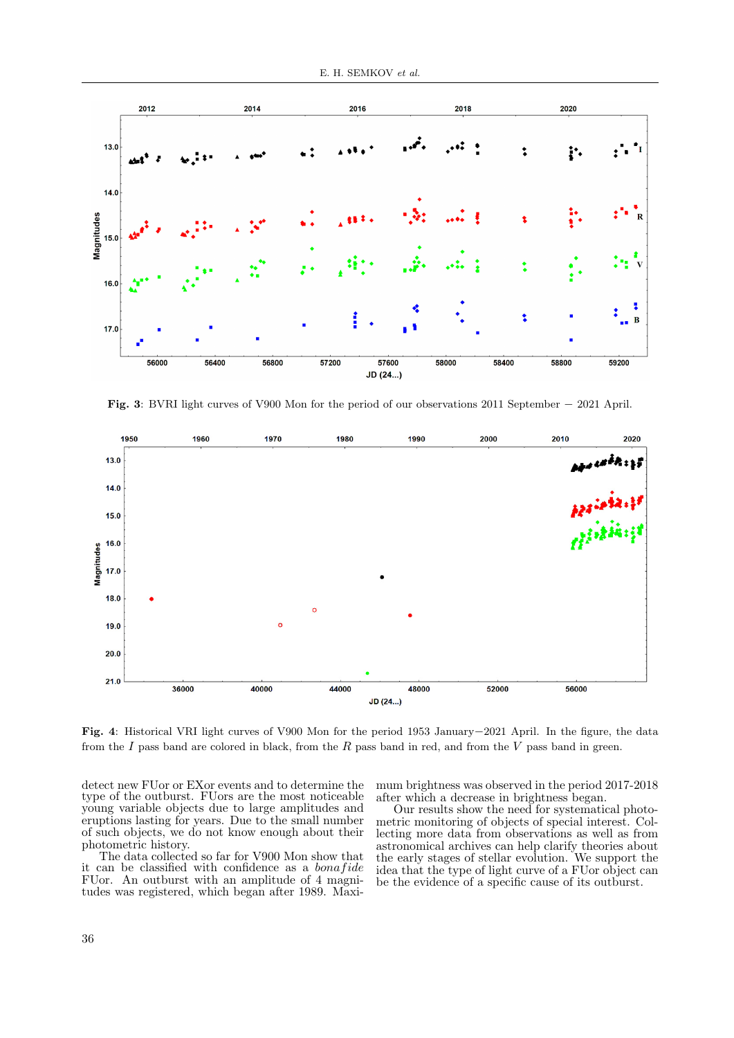**Fig. 3**: BVRI light curves of V900 Mon for the period of our observations 2011 September − 2021 April.

**Fig. 4**: Historical VRI light curves of V900 Mon for the period 1953 January−2021 April. In the figure, the data from the $I$ pass band are colored in black, from the $R$ pass band in red, and from the $V$ pass band in green.

detect new FUor or EXor events and to determine the type of the outburst. FUors are the most noticeable young variable objects due to large amplitudes and eruptions lasting for years. Due to the small number of such objects, we do not know enough about their photometric history.

The data collected so far for V900 Mon show that it can be classified with confidence as a *bonafide* FUor. An outburst with an amplitude of 4 magnitudes was registered, which began after 1989. Maximum brightness was observed in the period 2017-2018 after which a decrease in brightness began.

Our results show the need for systematical photometric monitoring of objects of special interest. Collecting more data from observations as well as from astronomical archives can help clarify theories about the early stages of stellar evolution. We support the idea that the type of light curve of a FUor object can be the evidence of a specific cause of its outburst.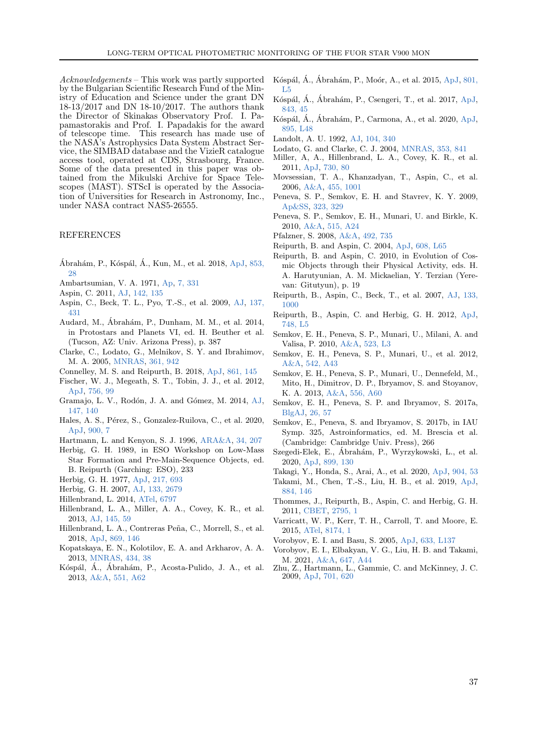*Acknowledgements* – This work was partly supported by the Bulgarian Scientific Research Fund of the Ministry of Education and Science under the grant DN 18-13/2017 and DN 18-10/2017. The authors thank the Director of Skinakas Observatory Prof. I. Papamastorakis and Prof. I. Papadakis for the award of telescope time. This research has made use of the NASA's Astrophysics Data System Abstract Service, the SIMBAD database and the VizieR catalogue access tool, operated at CDS, Strasbourg, France. Some of the data presented in this paper was obtained from the Mikulski Archive for Space Telescopes (MAST). STScI is operated by the Association of Universities for Research in Astronomy, Inc., under NASA contract NAS5-26555.

## REFERENCES

Ábrahám, P., Kóspál, Á., Kun, M., et al. 2018, ApJ, 853, 28

Ambartsumian, V. A. 1971, Ap, 7, 331

Aspin, C. 2011, AJ, 142, 135

Aspin, C., Beck, T. L., Pyo, T.-S., et al. 2009, AJ, 137, 431

Audard, M., Ábrahám, P., Dunham, M. M., et al. 2014, in Protostars and Planets VI, ed. H. Beuther et al. (Tucson, AZ: Univ. Arizona Press), p. 387

Clarke, C., Lodato, G., Melnikov, S. Y. and Ibrahimov, M. A. 2005, MNRAS, 361, 942

Connelley, M. S. and Reipurth, B. 2018, ApJ, 861, 145

Fischer, W. J., Megeath, S. T., Tobin, J. J., et al. 2012, ApJ, 756, 99

Gramajo, L. V., Rodón, J. A. and Gómez, M. 2014, AJ, 147, 140

Hales, A. S., Pérez, S., Gonzalez-Ruilova, C., et al. 2020, ApJ, 900, 7

Hartmann, L. and Kenyon, S. J. 1996, ARA&A, 34, 207

Herbig, G. H. 1989, in ESO Workshop on Low-Mass Star Formation and Pre-Main-Sequence Objects, ed. B. Reipurth (Garching: ESO), 233

Herbig, G. H. 1977, ApJ, 217, 693

Herbig, G. H. 2007, AJ, 133, 2679

Hillenbrand, L. 2014, ATel, 6797

Hillenbrand, L. A., Miller, A. A., Covey, K. R., et al. 2013, AJ, 145, 59

Hillenbrand, L. A., Contreras Peña, C., Morrell, S., et al. 2018, ApJ, 869, 146

Kopatskaya, E. N., Kolotilov, E. A. and Arkharov, A. A. 2013, MNRAS, 434, 38

Kóspál, Á., Ábrahám, P., Acosta-Pulido, J. A., et al. 2013, A&A, 551, A62

Kóspál, Á., Ábrahám, P., Moór, A., et al. 2015, ApJ, 801, L5

Kóspál, Á., Ábrahám, P., Csengeri, T., et al. 2017, ApJ, 843, 45

Kóspál, Á., Ábrahám, P., Carmona, A., et al. 2020, ApJ, 895, L48

Landolt, A. U. 1992, AJ, 104, 340

Lodato, G. and Clarke, C. J. 2004, MNRAS, 353, 841

Miller, A, A., Hillenbrand, L. A., Covey, K. R., et al. 2011, ApJ, 730, 80

Movsessian, T. A., Khanzadyan, T., Aspin, C., et al. 2006, A&A, 455, 1001

Peneva, S. P., Semkov, E. H. and Stavrev, K. Y. 2009, Ap&SS, 323, 329

Peneva, S. P., Semkov, E. H., Munari, U. and Birkle, K. 2010, A&A, 515, A24

Pfalzner, S. 2008, A&A, 492, 735

Reipurth, B. and Aspin, C. 2004, ApJ, 608, L65

Reipurth, B. and Aspin, C. 2010, in Evolution of Cosmic Objects through their Physical Activity, eds. H. A. Harutyunian, A. M. Mickaelian, Y. Terzian (Yerevan: Gitutyun), p. 19

Reipurth, B., Aspin, C., Beck, T., et al. 2007, AJ, 133, 1000

Reipurth, B., Aspin, C. and Herbig, G. H. 2012, ApJ, 748, L5

Semkov, E. H., Peneva, S. P., Munari, U., Milani, A. and Valisa, P. 2010, A&A, 523, L3

Semkov, E. H., Peneva, S. P., Munari, U., et al. 2012, A&A, 542, A43

Semkov, E. H., Peneva, S. P., Munari, U., Dennefeld, M., Mito, H., Dimitrov, D. P., Ibryamov, S. and Stoyanov, K. A. 2013, A&A, 556, A60

Semkov, E. H., Peneva, S. P. and Ibryamov, S. 2017a, BlgAJ, 26, 57

Semkov, E., Peneva, S. and Ibryamov, S. 2017b, in IAU Symp. 325, Astroinformatics, ed. M. Brescia et al. (Cambridge: Cambridge Univ. Press), 266

Szegedi-Elek, E., Ábrahám, P., Wyrzykowski, L., et al. 2020, ApJ, 899, 130

Takagi, Y., Honda, S., Arai, A., et al. 2020, ApJ, 904, 53

Takami, M., Chen, T.-S., Liu, H. B., et al. 2019, ApJ, 884, 146

Thommes, J., Reipurth, B., Aspin, C. and Herbig, G. H. 2011, CBET, 2795, 1

Varricatt, W. P., Kerr, T. H., Carroll, T. and Moore, E. 2015, ATel, 8174, 1

Vorobyov, E. I. and Basu, S. 2005, ApJ, 633, L137

Vorobyov, E. I., Elbakyan, V. G., Liu, H. B. and Takami, M. 2021, A&A, 647, A44

Zhu, Z., Hartmann, L., Gammie, C. and McKinney, J. C. 2009, ApJ, 701, 620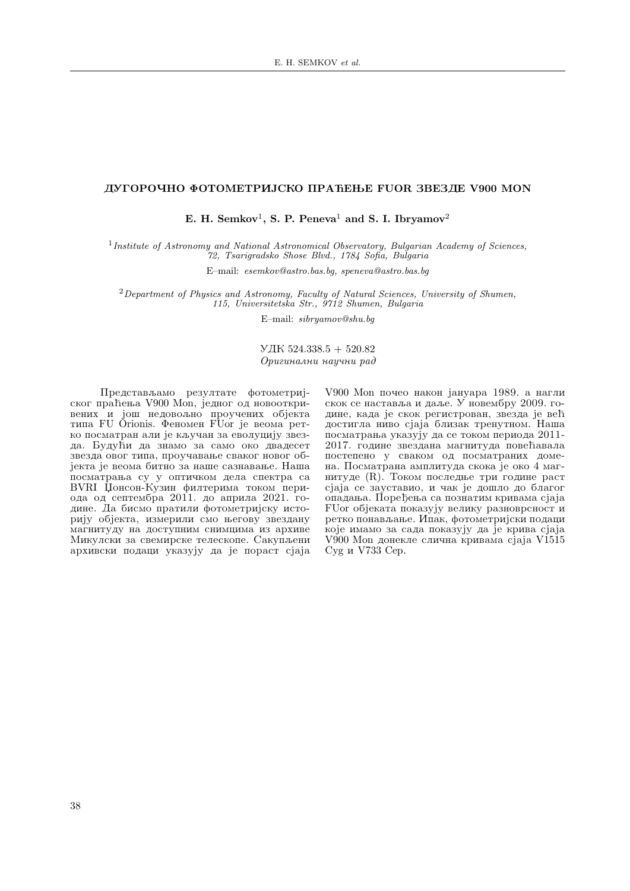## ДУГОРОЧНО ФОТОМЕТРИЈСКО ПРАЋЕЊЕ FUOR ЗВЕЗДЕ V900 MON

**E. H. Semkov[1], S. P. Peneva[1] and S. I. Ibryamov[2]**

[1]*Institute of Astronomy and National Astronomical Observatory, Bulgarian Academy of Sciences, 72, Tsarigradsko Shose Blvd., 1784 Sofia, Bulgaria*

E–mail: *esemkov@astro.bas.bg, speneva@astro.bas.bg*

[2]*Department of Physics and Astronomy, Faculty of Natural Sciences, University of Shumen, 115, Universitetska Str., 9712 Shumen, Bulgaria*

E–mail: *sibryamov@shu.bg*

УДК 524.338.5 + 520.82
*Оригинални научни рад*

Представљамо резултате фотометријског праћења V900 Mon, једног од новооткривених и још недовољно проучених објеката типа FU Orionis. Феномен FUor је веома ретко посматран али је кључан за еволуцију звезда. Будући да знамо за само око двадесет звезда овог типа, проучавање сваког новог објекта је веома битно за наше сазнавање. Наша посматрања су у оптичком дела спектра са BVRI Џонсон-Кузин филтерима током периода од септембра 2011. до априла 2021. године. Да бисмо пратили фотометријску историју објекта, измерили смо његову звездану магнитуду на доступним снимцима из архиве Микулски за свемирске телескопе. Сакупљени архивски подаци указују да је пораст сјаја V900 Mon почео након јануара 1989. а нагли скок се наставља и даље. У новембру 2009. године, када је скок регистрован, звезда је већ достигла ниво сјаја близак тренутном. Наша посматрања указују да се током периода 2011-2017. године звездана магнитуда повећавала постепено у сваком од посматраних домена. Посматрана амплитуда скока је око 4 магнитуде (R). Током последње три године раст сјаја се зауставио, и чак је дошло до благог опадања. Поређења са познатим кривама сјаја FUor објеката показују велику разноврсност и ретко понављање. Ипак, фотометријски подаци које имамо за сада показују да је крива сјаја V900 Mon донекле слична кривама сјаја V1515 Cyg и V733 Cep.